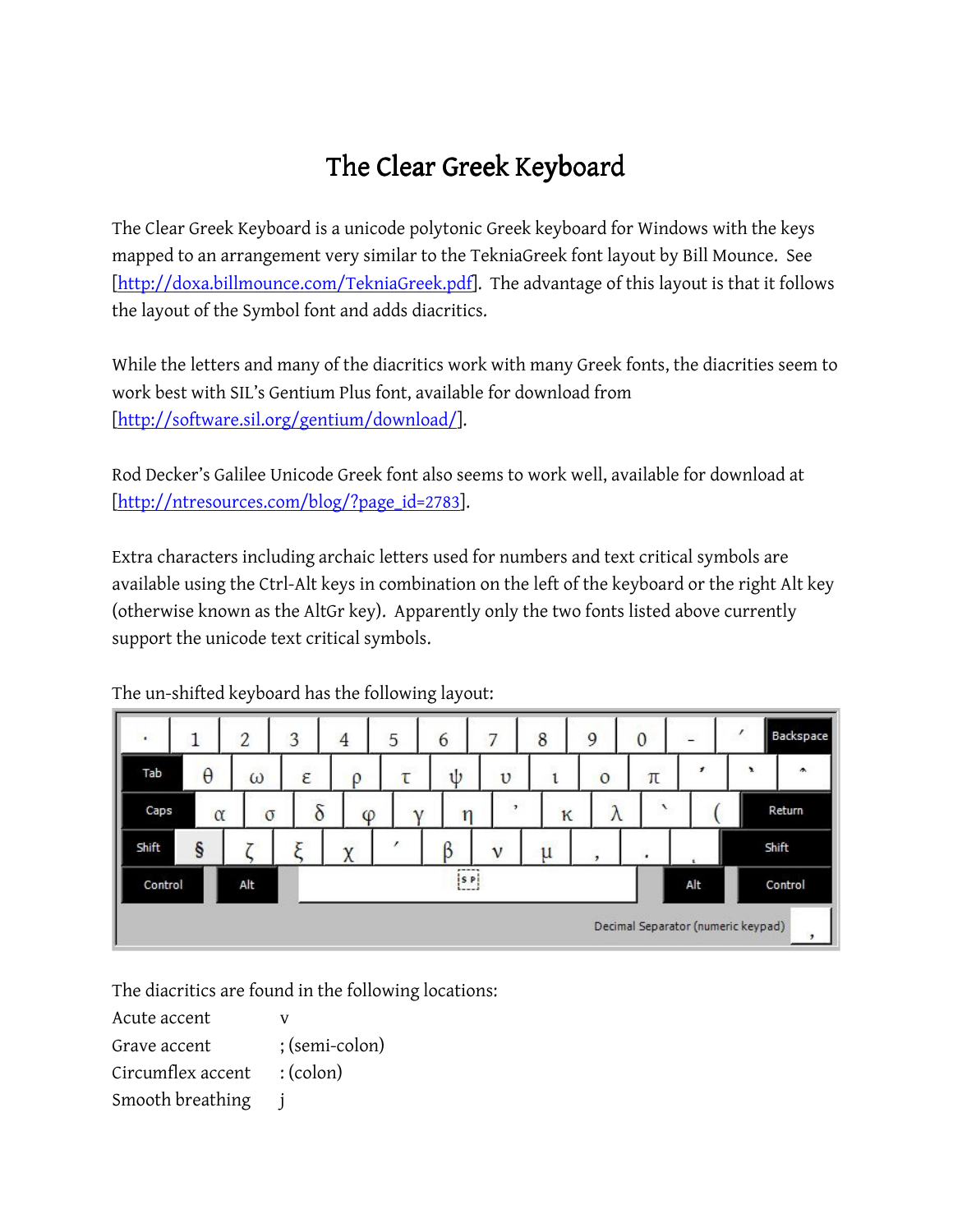# The Clear Greek Keyboard

The Clear Greek Keyboard is a unicode polytonic Greek keyboard for Windows with the keys mapped to an arrangement very similar to the TekniaGreek font layout by Bill Mounce. See [http://doxa.billmounce.com/TekniaGreek.pdf]. The advantage of this layout is that it follows the layout of the Symbol font and adds diacritics.

While the letters and many of the diacritics work with many Greek fonts, the diacrities seem to work best with SIL's Gentium Plus font, available for download from [http://software.sil.org/gentium/download/].

Rod Decker's Galilee Unicode Greek font also seems to work well, available for download at [http://ntresources.com/blog/?page_id=2783].

Extra characters including archaic letters used for numbers and text critical symbols are available using the Ctrl-Alt keys in combination on the left of the keyboard or the right Alt key (otherwise known as the AltGr key). Apparently only the two fonts listed above currently support the unicode text critical symbols.

The un-shifted keyboard has the following layout:

| | | | | | | | | | | | | | |
|---|---|---|---|---|---|---|---|---|---|---|---|---|---|
| · | 1 | 2 | 3 | 4 | 5 | 6 | 7 | 8 | 9 | 0 | - | ´ | Backspace |
| Tab | θ | ω | ε | ρ | τ | ψ | υ | ι | ο | π | ᾿ | ῾ | ῀ |
| Caps | α | σ | δ | φ | γ | η | ᾽ | κ | λ | ` | ( | Return | |
| Shift | § | ζ | ξ | χ | ´ | β | ν | μ | , | . | ͅ | Shift | |
| Control | Alt | SP | Alt | Control | | | | | | | | | |

Decimal Separator (numeric keypad) ,

The diacritics are found in the following locations:

| | |
|---|---|
| Acute accent | v |
| Grave accent | ; (semi-colon) |
| Circumflex accent | : (colon) |
| Smooth breathing | j |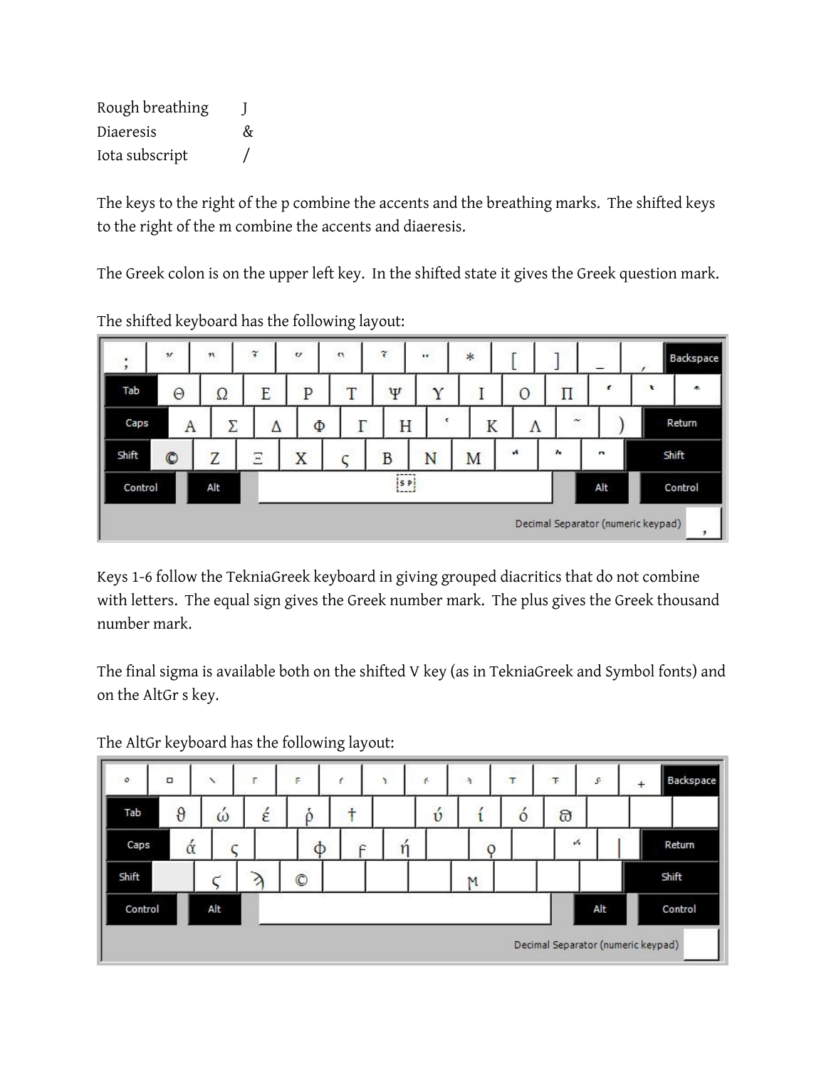Rough breathing J
Diaeresis &
Iota subscript /

The keys to the right of the p combine the accents and the breathing marks. The shifted keys to the right of the m combine the accents and diaeresis.

The Greek colon is on the upper left key. In the shifted state it gives the Greek question mark.

The shifted keyboard has the following layout:

Keys 1-6 follow the TekniaGreek keyboard in giving grouped diacritics that do not combine with letters. The equal sign gives the Greek number mark. The plus gives the Greek thousand number mark.

The final sigma is available both on the shifted V key (as in TekniaGreek and Symbol fonts) and on the AltGr s key.

The AltGr keyboard has the following layout: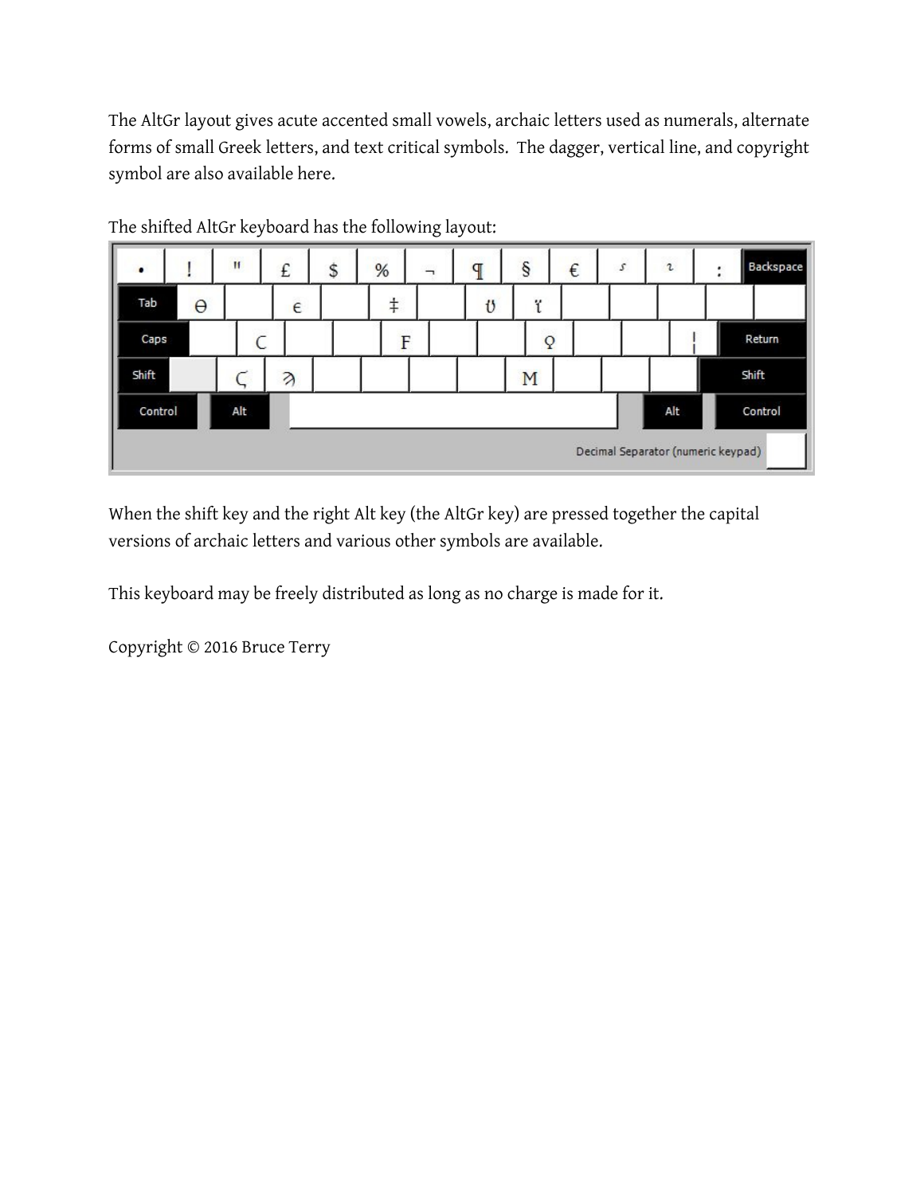The AltGr layout gives acute accented small vowels, archaic letters used as numerals, alternate forms of small Greek letters, and text critical symbols. The dagger, vertical line, and copyright symbol are also available here.

The shifted AltGr keyboard has the following layout:

| | | | | | | | | | | | | | |
|---|---|---|---|---|---|---|---|---|---|---|---|---|---|
| • | ! | " | £ | $ | % | ¬ | ¶ | § | € | ϡ | ϟ | : | Backspace |
| Tab | Θ | | ϵ | | ‡ | | ϋ | ϊ | | | | | |
| Caps | | Ϲ | | | Ϝ | | | Ϙ | | | ¦ | Return | |
| Shift | | Ϛ | Ͽ | | | | | Ϻ | | | | Shift | |
| Control | Alt | | | | | | | | | Alt | Control | | |

Decimal Separator (numeric keypad)

When the shift key and the right Alt key (the AltGr key) are pressed together the capital versions of archaic letters and various other symbols are available.

This keyboard may be freely distributed as long as no charge is made for it.

Copyright © 2016 Bruce Terry